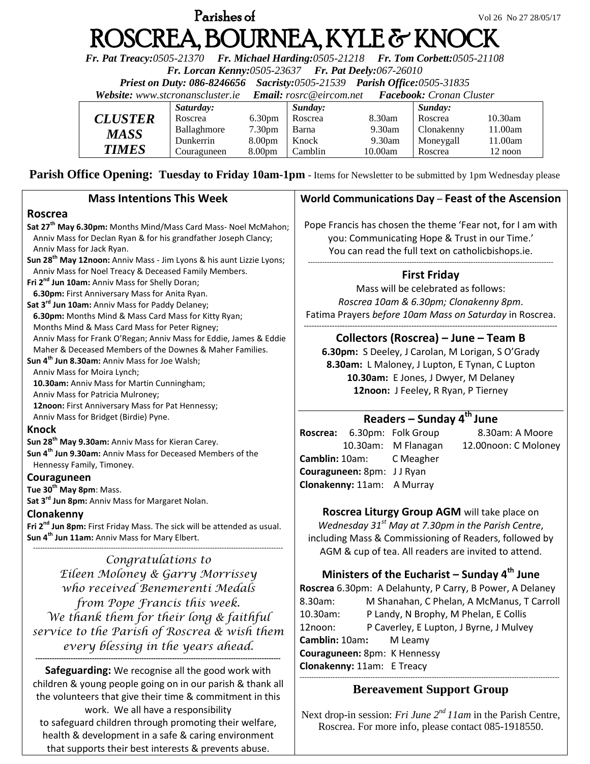# Parishes of ROSCREA, BOURNEA, KYLE & KNOCK

Vol 26 No 27 28/05/17

***Fr. Pat Treacy:****0505-21370* ***Fr. Michael Harding:****0505-21218* ***Fr. Tom Corbett:****0505-21108*

***Fr. Lorcan Kenny:****0505-23637* ***Fr. Pat Deely:****067-26010*

***Priest on Duty:*** *086-8246656* ***Sacristy:****0505-21539* ***Parish Office:****0505-31835*

***Website:*** *www.stcronanscluster.ie* ***Email:*** *rosrc@eircom.net* ***Facebook:*** *Cronan Cluster*

| *CLUSTER MASS TIMES* | *Saturday:* | | *Sunday:* | | *Sunday:* | |
|---|---|---|---|---|---|---|
| | Roscrea | 6.30pm | Roscrea | 8.30am | Roscrea | 10.30am |
| | Ballaghmore | 7.30pm | Barna | 9.30am | Clonakenny | 11.00am |
| | Dunkerrin | 8.00pm | Knock | 9.30am | Moneygall | 11.00am |
| | Couraguneen | 8.00pm | Camblin | 10.00am | Roscrea | 12 noon |

**Parish Office Opening: Tuesday to Friday 10am-1pm** - Items for Newsletter to be submitted by 1pm Wednesday please

## Mass Intentions This Week

### Roscrea

**Sat 27th May 6.30pm:** Months Mind/Mass Card Mass- Noel McMahon; Anniv Mass for Declan Ryan & for his grandfather Joseph Clancy; Anniv Mass for Jack Ryan.

**Sun 28th May 12noon:** Anniv Mass - Jim Lyons & his aunt Lizzie Lyons; Anniv Mass for Noel Treacy & Deceased Family Members.

**Fri 2nd Jun 10am:** Anniv Mass for Shelly Doran;
**6.30pm:** First Anniversary Mass for Anita Ryan.

**Sat 3rd Jun 10am:** Anniv Mass for Paddy Delaney;
**6.30pm:** Months Mind & Mass Card Mass for Kitty Ryan; Months Mind & Mass Card Mass for Peter Rigney; Anniv Mass for Frank O'Regan; Anniv Mass for Eddie, James & Eddie Maher & Deceased Members of the Downes & Maher Families.

**Sun 4th Jun 8.30am:** Anniv Mass for Joe Walsh; Anniv Mass for Moira Lynch;
**10.30am:** Anniv Mass for Martin Cunningham; Anniv Mass for Patricia Mulroney;
**12noon:** First Anniversary Mass for Pat Hennessy; Anniv Mass for Bridget (Birdie) Pyne.

### Knock

**Sun 28th May 9.30am:** Anniv Mass for Kieran Carey.

**Sun 4th Jun 9.30am:** Anniv Mass for Deceased Members of the Hennessy Family, Timoney.

### Couraguneen

**Tue 30th May 8pm**: Mass.

**Sat 3rd Jun 8pm:** Anniv Mass for Margaret Nolan.

### Clonakenny

**Fri 2nd Jun 8pm:** First Friday Mass. The sick will be attended as usual.

**Sun 4th Jun 11am:** Anniv Mass for Mary Elbert.

---

*Congratulations to Eileen Moloney & Garry Morrissey who received Benemerenti Medals from Pope Francis this week. We thank them for their long & faithful service to the Parish of Roscrea & wish them every blessing in the years ahead.*

---

**Safeguarding:** We recognise all the good work with children & young people going on in our parish & thank all the volunteers that give their time & commitment in this work. We all have a responsibility to safeguard children through promoting their welfare, health & development in a safe & caring environment that supports their best interests & prevents abuse.

## World Communications Day – Feast of the Ascension

Pope Francis has chosen the theme 'Fear not, for I am with you: Communicating Hope & Trust in our Time.' You can read the full text on catholicbishops.ie.

---

## First Friday

Mass will be celebrated as follows:
*Roscrea 10am & 6.30pm; Clonakenny 8pm*.
Fatima Prayers *before 10am Mass on Saturday* in Roscrea.

---

## Collectors (Roscrea) – June – Team B

**6.30pm:** S Deeley, J Carolan, M Lorigan, S O'Grady
**8.30am:** L Maloney, J Lupton, E Tynan, C Lupton
**10.30am:** E Jones, J Dwyer, M Delaney
**12noon:** J Feeley, R Ryan, P Tierney

## Readers – Sunday 4th June

**Roscrea:** 6.30pm: Folk Group; 8.30am: A Moore; 10.30am: M Flanagan; 12.00noon: C Moloney
**Camblin:** 10am: C Meagher
**Couraguneen:** 8pm: J J Ryan
**Clonakenny:** 11am: A Murray

**Roscrea Liturgy Group AGM** will take place on *Wednesday 31st May at 7.30pm in the Parish Centre*, including Mass & Commissioning of Readers, followed by AGM & cup of tea. All readers are invited to attend.

## Ministers of the Eucharist – Sunday 4th June

**Roscrea** 6.30pm: A Delahunty, P Carry, B Power, A Delaney
8.30am: M Shanahan, C Phelan, A McManus, T Carroll
10.30am: P Landy, N Brophy, M Phelan, E Collis
12noon: P Caverley, E Lupton, J Byrne, J Mulvey
**Camblin:** 10am**:** M Leamy
**Couraguneen:** 8pm: K Hennessy
**Clonakenny:** 11am: E Treacy

---

## Bereavement Support Group

Next drop-in session: *Fri June 2nd 11am* in the Parish Centre, Roscrea. For more info, please contact 085-1918550.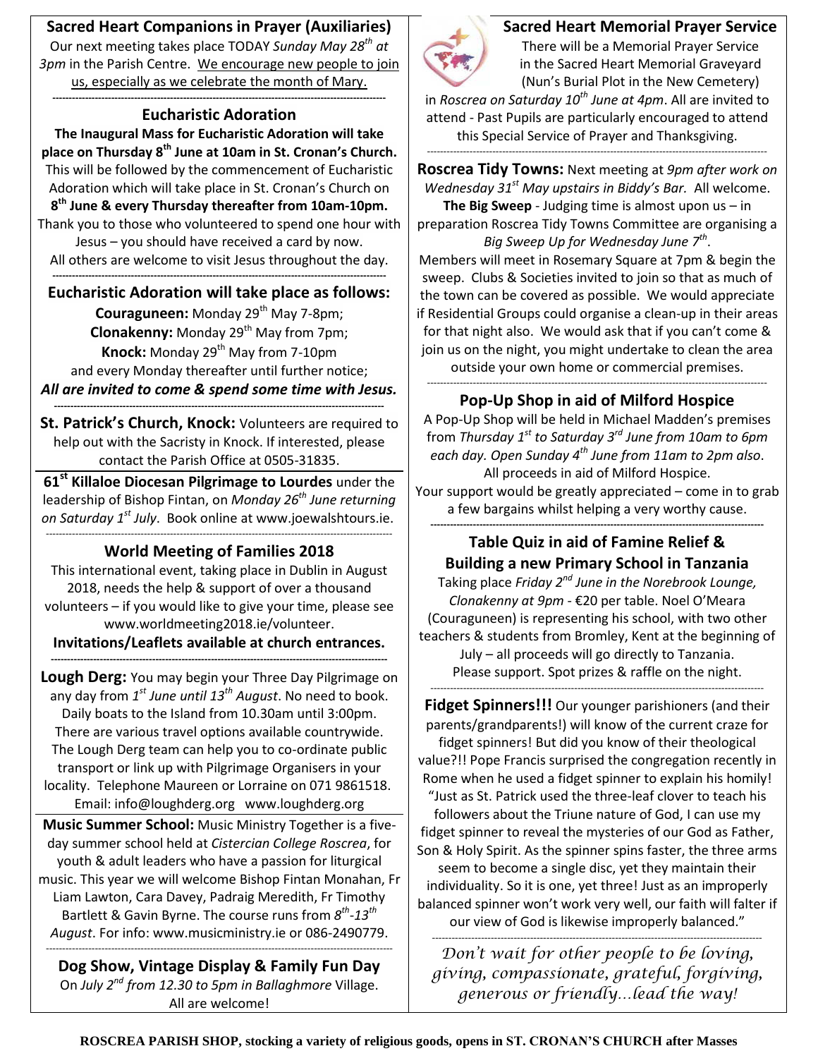## Sacred Heart Companions in Prayer (Auxiliaries)

Our next meeting takes place TODAY *Sunday May 28th at 3pm* in the Parish Centre. We encourage new people to join us, especially as we celebrate the month of Mary.

## Eucharistic Adoration

**The Inaugural Mass for Eucharistic Adoration will take place on Thursday 8th June at 10am in St. Cronan's Church.** This will be followed by the commencement of Eucharistic Adoration which will take place in St. Cronan's Church on **8th June & every Thursday thereafter from 10am-10pm.** Thank you to those who volunteered to spend one hour with Jesus – you should have received a card by now. All others are welcome to visit Jesus throughout the day.

## Eucharistic Adoration will take place as follows:

**Couraguneen:** Monday 29th May 7-8pm;
**Clonakenny:** Monday 29th May from 7pm;
**Knock:** Monday 29th May from 7-10pm
and every Monday thereafter until further notice;

***All are invited to come & spend some time with Jesus.***

**St. Patrick's Church, Knock:** Volunteers are required to help out with the Sacristy in Knock. If interested, please contact the Parish Office at 0505-31835.

**61st Killaloe Diocesan Pilgrimage to Lourdes** under the leadership of Bishop Fintan, on *Monday 26th June returning on Saturday 1st July*. Book online at www.joewalshtours.ie.

## World Meeting of Families 2018

This international event, taking place in Dublin in August 2018, needs the help & support of over a thousand volunteers – if you would like to give your time, please see www.worldmeeting2018.ie/volunteer.

**Invitations/Leaflets available at church entrances.**

**Lough Derg:** You may begin your Three Day Pilgrimage on any day from *1st June until 13th August*. No need to book. Daily boats to the Island from 10.30am until 3:00pm. There are various travel options available countrywide. The Lough Derg team can help you to co-ordinate public transport or link up with Pilgrimage Organisers in your locality. Telephone Maureen or Lorraine on 071 9861518. Email: info@loughderg.org www.loughderg.org

**Music Summer School:** Music Ministry Together is a five-day summer school held at *Cistercian College Roscrea*, for youth & adult leaders who have a passion for liturgical music. This year we will welcome Bishop Fintan Monahan, Fr Liam Lawton, Cara Davey, Padraig Meredith, Fr Timothy Bartlett & Gavin Byrne. The course runs from *8th-13th August*. For info: www.musicministry.ie or 086-2490779.

## Dog Show, Vintage Display & Family Fun Day

On *July 2nd from 12.30 to 5pm in Ballaghmore* Village. All are welcome!

## Sacred Heart Memorial Prayer Service

There will be a Memorial Prayer Service in the Sacred Heart Memorial Graveyard (Nun's Burial Plot in the New Cemetery) in *Roscrea on Saturday 10th June at 4pm*. All are invited to attend - Past Pupils are particularly encouraged to attend this Special Service of Prayer and Thanksgiving.

**Roscrea Tidy Towns:** Next meeting at *9pm after work on Wednesday 31st May upstairs in Biddy's Bar.* All welcome.

**The Big Sweep** - Judging time is almost upon us – in preparation Roscrea Tidy Towns Committee are organising a *Big Sweep Up for Wednesday June 7th*. Members will meet in Rosemary Square at 7pm & begin the sweep. Clubs & Societies invited to join so that as much of the town can be covered as possible. We would appreciate if Residential Groups could organise a clean-up in their areas for that night also. We would ask that if you can't come & join us on the night, you might undertake to clean the area outside your own home or commercial premises.

## Pop-Up Shop in aid of Milford Hospice

A Pop-Up Shop will be held in Michael Madden's premises from *Thursday 1st to Saturday 3rd June from 10am to 6pm each day. Open Sunday 4th June from 11am to 2pm also*. All proceeds in aid of Milford Hospice. Your support would be greatly appreciated – come in to grab a few bargains whilst helping a very worthy cause.

## Table Quiz in aid of Famine Relief & Building a new Primary School in Tanzania

Taking place *Friday 2nd June in the Norebrook Lounge, Clonakenny at 9pm* - €20 per table. Noel O'Meara (Couraguneen) is representing his school, with two other teachers & students from Bromley, Kent at the beginning of July – all proceeds will go directly to Tanzania. Please support. Spot prizes & raffle on the night.

**Fidget Spinners!!!** Our younger parishioners (and their parents/grandparents!) will know of the current craze for fidget spinners! But did you know of their theological value?!! Pope Francis surprised the congregation recently in Rome when he used a fidget spinner to explain his homily! "Just as St. Patrick used the three-leaf clover to teach his followers about the Triune nature of God, I can use my fidget spinner to reveal the mysteries of our God as Father, Son & Holy Spirit. As the spinner spins faster, the three arms seem to become a single disc, yet they maintain their individuality. So it is one, yet three! Just as an improperly balanced spinner won't work very well, our faith will falter if our view of God is likewise improperly balanced."

*Don't wait for other people to be loving, giving, compassionate, grateful, forgiving, generous or friendly…lead the way!*

**ROSCREA PARISH SHOP, stocking a variety of religious goods, opens in ST. CRONAN'S CHURCH after Masses**